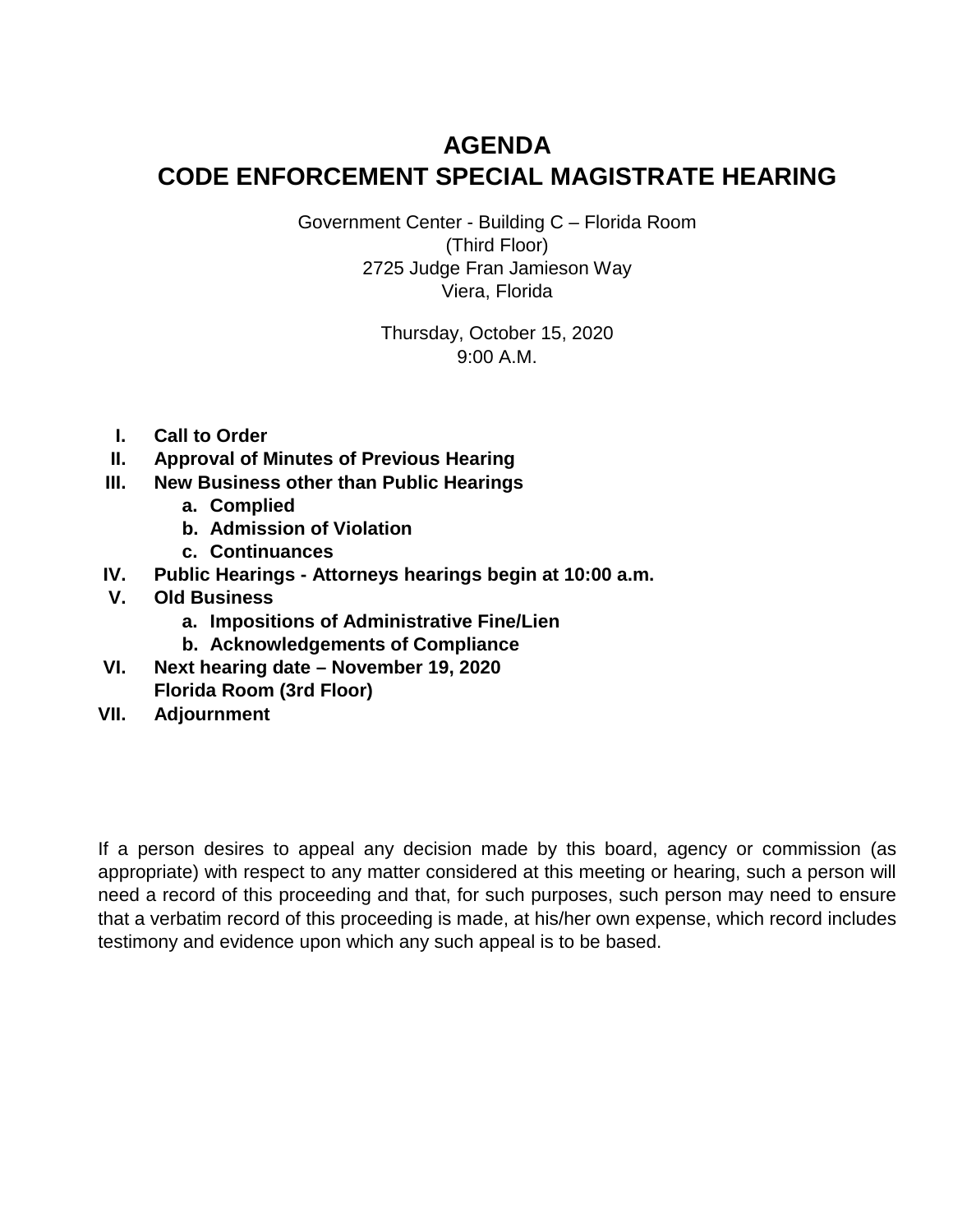# AGENDA
# CODE ENFORCEMENT SPECIAL MAGISTRATE HEARING

Government Center - Building C – Florida Room
(Third Floor)
2725 Judge Fran Jamieson Way
Viera, Florida

Thursday, October 15, 2020
9:00 A.M.

- **I. Call to Order**
- **II. Approval of Minutes of Previous Hearing**
- **III. New Business other than Public Hearings**
  - **a. Complied**
  - **b. Admission of Violation**
  - **c. Continuances**
- **IV. Public Hearings - Attorneys hearings begin at 10:00 a.m.**
- **V. Old Business**
  - **a. Impositions of Administrative Fine/Lien**
  - **b. Acknowledgements of Compliance**
- **VI. Next hearing date – November 19, 2020**
  **Florida Room (3rd Floor)**
- **VII. Adjournment**

If a person desires to appeal any decision made by this board, agency or commission (as appropriate) with respect to any matter considered at this meeting or hearing, such a person will need a record of this proceeding and that, for such purposes, such person may need to ensure that a verbatim record of this proceeding is made, at his/her own expense, which record includes testimony and evidence upon which any such appeal is to be based.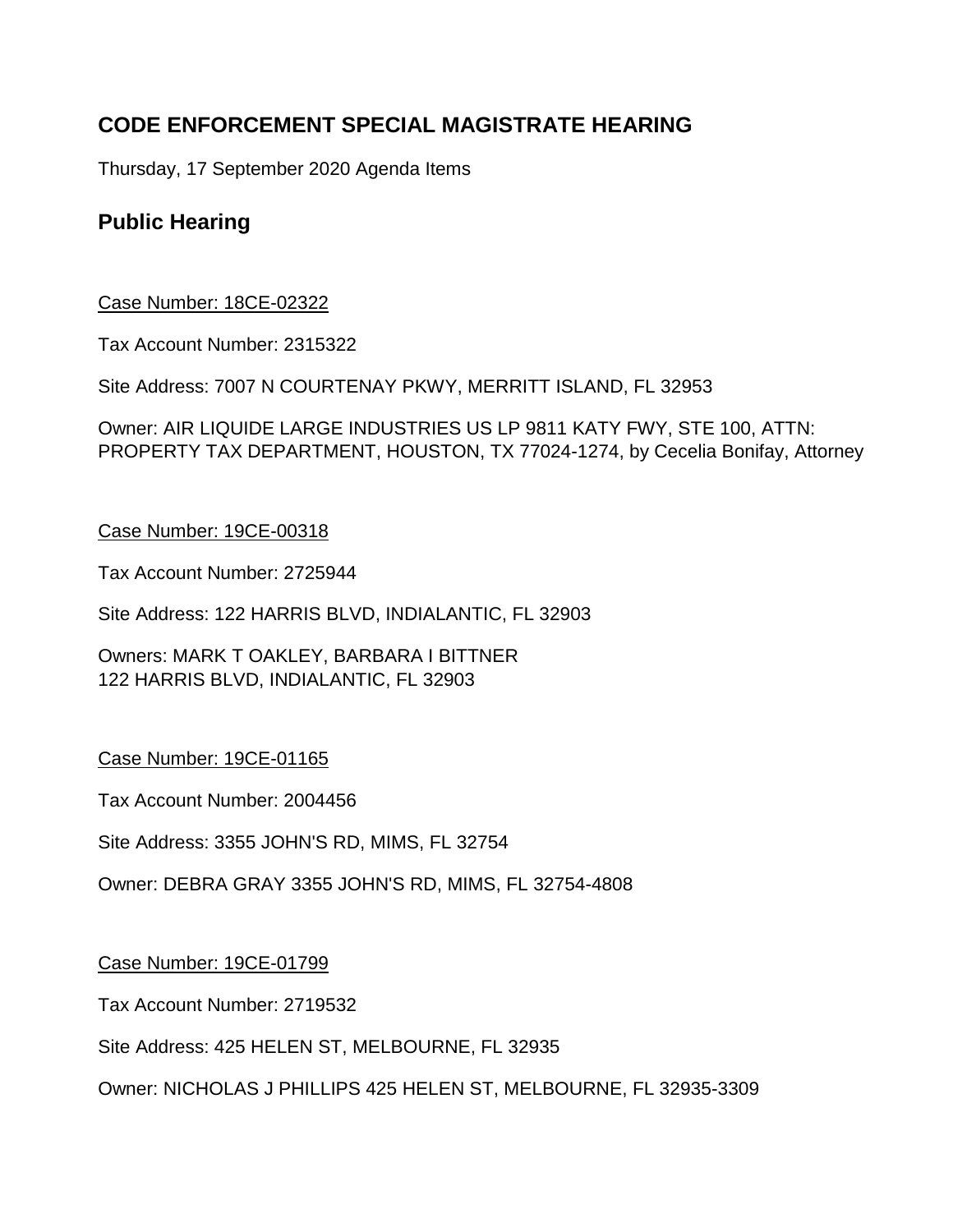## CODE ENFORCEMENT SPECIAL MAGISTRATE HEARING

Thursday, 17 September 2020 Agenda Items

### Public Hearing

Case Number: 18CE-02322

Tax Account Number: 2315322

Site Address: 7007 N COURTENAY PKWY, MERRITT ISLAND, FL 32953

Owner: AIR LIQUIDE LARGE INDUSTRIES US LP 9811 KATY FWY, STE 100, ATTN: PROPERTY TAX DEPARTMENT, HOUSTON, TX 77024-1274, by Cecelia Bonifay, Attorney

Case Number: 19CE-00318

Tax Account Number: 2725944

Site Address: 122 HARRIS BLVD, INDIALANTIC, FL 32903

Owners: MARK T OAKLEY, BARBARA I BITTNER
122 HARRIS BLVD, INDIALANTIC, FL 32903

Case Number: 19CE-01165

Tax Account Number: 2004456

Site Address: 3355 JOHN'S RD, MIMS, FL 32754

Owner: DEBRA GRAY 3355 JOHN'S RD, MIMS, FL 32754-4808

Case Number: 19CE-01799

Tax Account Number: 2719532

Site Address: 425 HELEN ST, MELBOURNE, FL 32935

Owner: NICHOLAS J PHILLIPS 425 HELEN ST, MELBOURNE, FL 32935-3309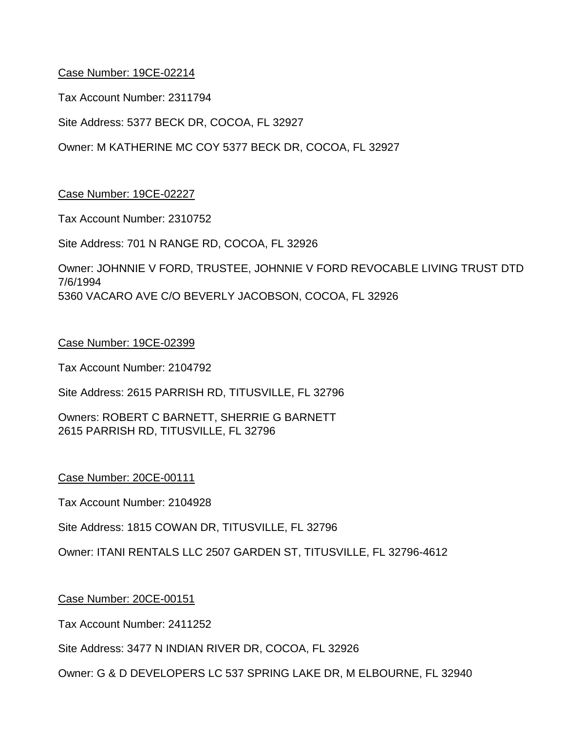<u>Case Number: 19CE-02214</u>

Tax Account Number: 2311794

Site Address: 5377 BECK DR, COCOA, FL 32927

Owner: M KATHERINE MC COY 5377 BECK DR, COCOA, FL 32927

<u>Case Number: 19CE-02227</u>

Tax Account Number: 2310752

Site Address: 701 N RANGE RD, COCOA, FL 32926

Owner: JOHNNIE V FORD, TRUSTEE, JOHNNIE V FORD REVOCABLE LIVING TRUST DTD 7/6/1994
5360 VACARO AVE C/O BEVERLY JACOBSON, COCOA, FL 32926

<u>Case Number: 19CE-02399</u>

Tax Account Number: 2104792

Site Address: 2615 PARRISH RD, TITUSVILLE, FL 32796

Owners: ROBERT C BARNETT, SHERRIE G BARNETT
2615 PARRISH RD, TITUSVILLE, FL 32796

<u>Case Number: 20CE-00111</u>

Tax Account Number: 2104928

Site Address: 1815 COWAN DR, TITUSVILLE, FL 32796

Owner: ITANI RENTALS LLC 2507 GARDEN ST, TITUSVILLE, FL 32796-4612

<u>Case Number: 20CE-00151</u>

Tax Account Number: 2411252

Site Address: 3477 N INDIAN RIVER DR, COCOA, FL 32926

Owner: G & D DEVELOPERS LC 537 SPRING LAKE DR, M ELBOURNE, FL 32940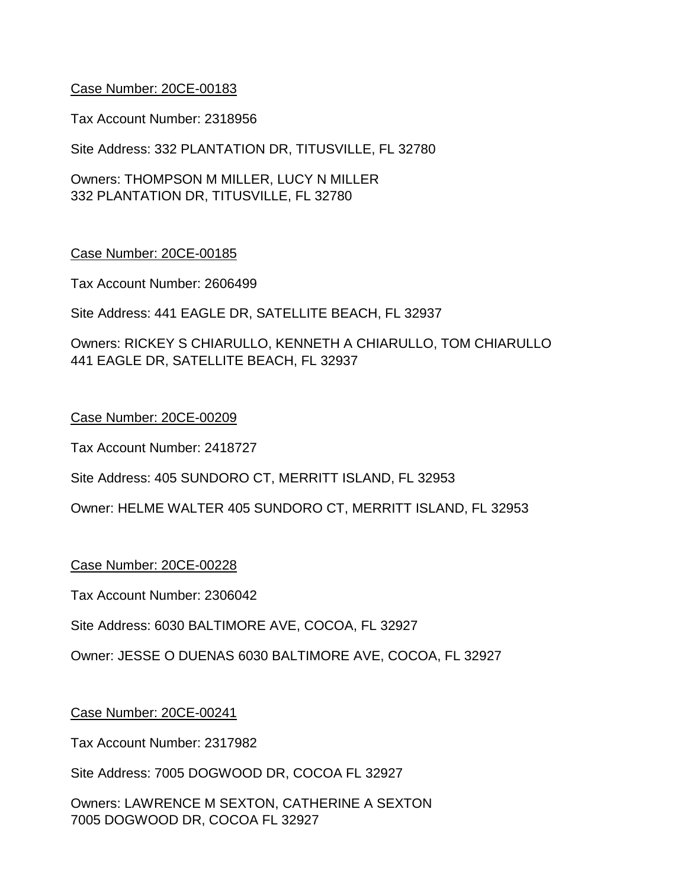<u>Case Number: 20CE-00183</u>

Tax Account Number: 2318956

Site Address: 332 PLANTATION DR, TITUSVILLE, FL 32780

Owners: THOMPSON M MILLER, LUCY N MILLER
332 PLANTATION DR, TITUSVILLE, FL 32780

<u>Case Number: 20CE-00185</u>

Tax Account Number: 2606499

Site Address: 441 EAGLE DR, SATELLITE BEACH, FL 32937

Owners: RICKEY S CHIARULLO, KENNETH A CHIARULLO, TOM CHIARULLO
441 EAGLE DR, SATELLITE BEACH, FL 32937

<u>Case Number: 20CE-00209</u>

Tax Account Number: 2418727

Site Address: 405 SUNDORO CT, MERRITT ISLAND, FL 32953

Owner: HELME WALTER 405 SUNDORO CT, MERRITT ISLAND, FL 32953

<u>Case Number: 20CE-00228</u>

Tax Account Number: 2306042

Site Address: 6030 BALTIMORE AVE, COCOA, FL 32927

Owner: JESSE O DUENAS 6030 BALTIMORE AVE, COCOA, FL 32927

<u>Case Number: 20CE-00241</u>

Tax Account Number: 2317982

Site Address: 7005 DOGWOOD DR, COCOA FL 32927

Owners: LAWRENCE M SEXTON, CATHERINE A SEXTON
7005 DOGWOOD DR, COCOA FL 32927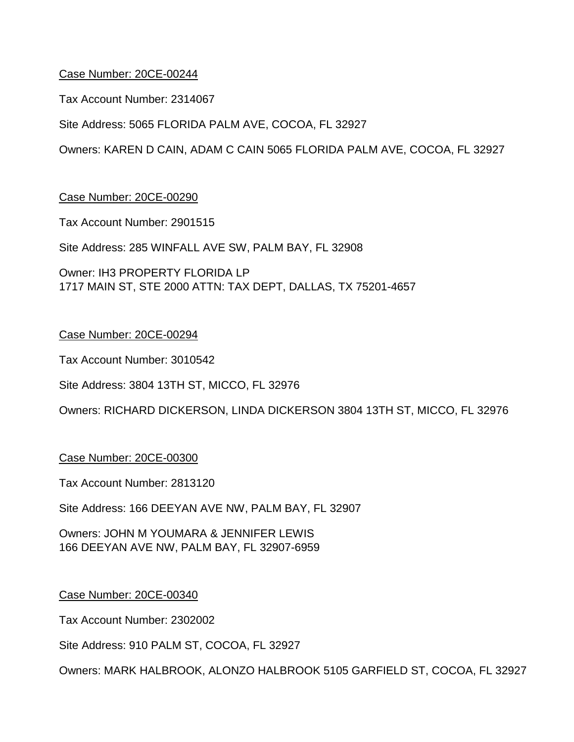Case Number: 20CE-00244

Tax Account Number: 2314067

Site Address: 5065 FLORIDA PALM AVE, COCOA, FL 32927

Owners: KAREN D CAIN, ADAM C CAIN 5065 FLORIDA PALM AVE, COCOA, FL 32927

Case Number: 20CE-00290

Tax Account Number: 2901515

Site Address: 285 WINFALL AVE SW, PALM BAY, FL 32908

Owner: IH3 PROPERTY FLORIDA LP
1717 MAIN ST, STE 2000 ATTN: TAX DEPT, DALLAS, TX 75201-4657

Case Number: 20CE-00294

Tax Account Number: 3010542

Site Address: 3804 13TH ST, MICCO, FL 32976

Owners: RICHARD DICKERSON, LINDA DICKERSON 3804 13TH ST, MICCO, FL 32976

Case Number: 20CE-00300

Tax Account Number: 2813120

Site Address: 166 DEEYAN AVE NW, PALM BAY, FL 32907

Owners: JOHN M YOUMARA & JENNIFER LEWIS
166 DEEYAN AVE NW, PALM BAY, FL 32907-6959

Case Number: 20CE-00340

Tax Account Number: 2302002

Site Address: 910 PALM ST, COCOA, FL 32927

Owners: MARK HALBROOK, ALONZO HALBROOK 5105 GARFIELD ST, COCOA, FL 32927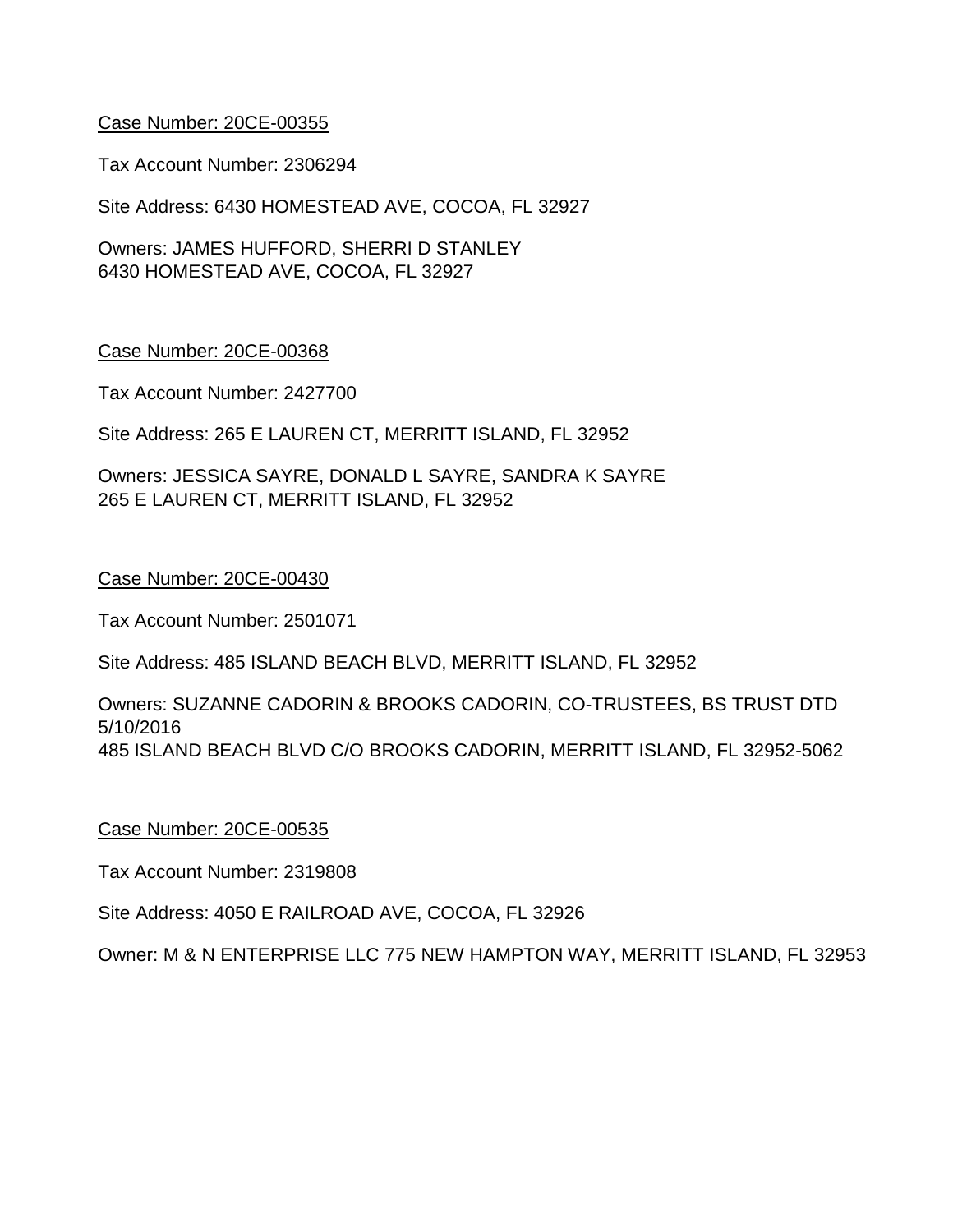Case Number: 20CE-00355

Tax Account Number: 2306294

Site Address: 6430 HOMESTEAD AVE, COCOA, FL 32927

Owners: JAMES HUFFORD, SHERRI D STANLEY
6430 HOMESTEAD AVE, COCOA, FL 32927

Case Number: 20CE-00368

Tax Account Number: 2427700

Site Address: 265 E LAUREN CT, MERRITT ISLAND, FL 32952

Owners: JESSICA SAYRE, DONALD L SAYRE, SANDRA K SAYRE
265 E LAUREN CT, MERRITT ISLAND, FL 32952

Case Number: 20CE-00430

Tax Account Number: 2501071

Site Address: 485 ISLAND BEACH BLVD, MERRITT ISLAND, FL 32952

Owners: SUZANNE CADORIN & BROOKS CADORIN, CO-TRUSTEES, BS TRUST DTD 5/10/2016
485 ISLAND BEACH BLVD C/O BROOKS CADORIN, MERRITT ISLAND, FL 32952-5062

Case Number: 20CE-00535

Tax Account Number: 2319808

Site Address: 4050 E RAILROAD AVE, COCOA, FL 32926

Owner: M & N ENTERPRISE LLC 775 NEW HAMPTON WAY, MERRITT ISLAND, FL 32953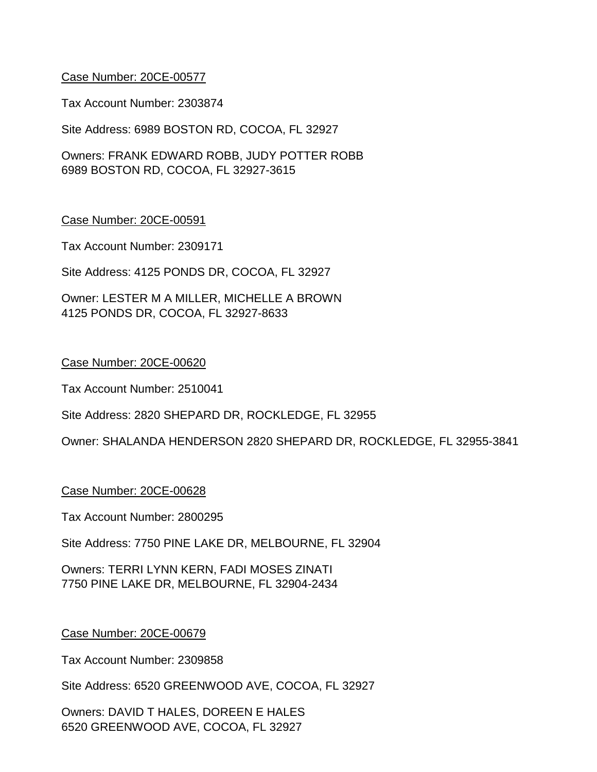<u>Case Number: 20CE-00577</u>

Tax Account Number: 2303874

Site Address: 6989 BOSTON RD, COCOA, FL 32927

Owners: FRANK EDWARD ROBB, JUDY POTTER ROBB
6989 BOSTON RD, COCOA, FL 32927-3615

<u>Case Number: 20CE-00591</u>

Tax Account Number: 2309171

Site Address: 4125 PONDS DR, COCOA, FL 32927

Owner: LESTER M A MILLER, MICHELLE A BROWN
4125 PONDS DR, COCOA, FL 32927-8633

<u>Case Number: 20CE-00620</u>

Tax Account Number: 2510041

Site Address: 2820 SHEPARD DR, ROCKLEDGE, FL 32955

Owner: SHALANDA HENDERSON 2820 SHEPARD DR, ROCKLEDGE, FL 32955-3841

<u>Case Number: 20CE-00628</u>

Tax Account Number: 2800295

Site Address: 7750 PINE LAKE DR, MELBOURNE, FL 32904

Owners: TERRI LYNN KERN, FADI MOSES ZINATI
7750 PINE LAKE DR, MELBOURNE, FL 32904-2434

<u>Case Number: 20CE-00679</u>

Tax Account Number: 2309858

Site Address: 6520 GREENWOOD AVE, COCOA, FL 32927

Owners: DAVID T HALES, DOREEN E HALES
6520 GREENWOOD AVE, COCOA, FL 32927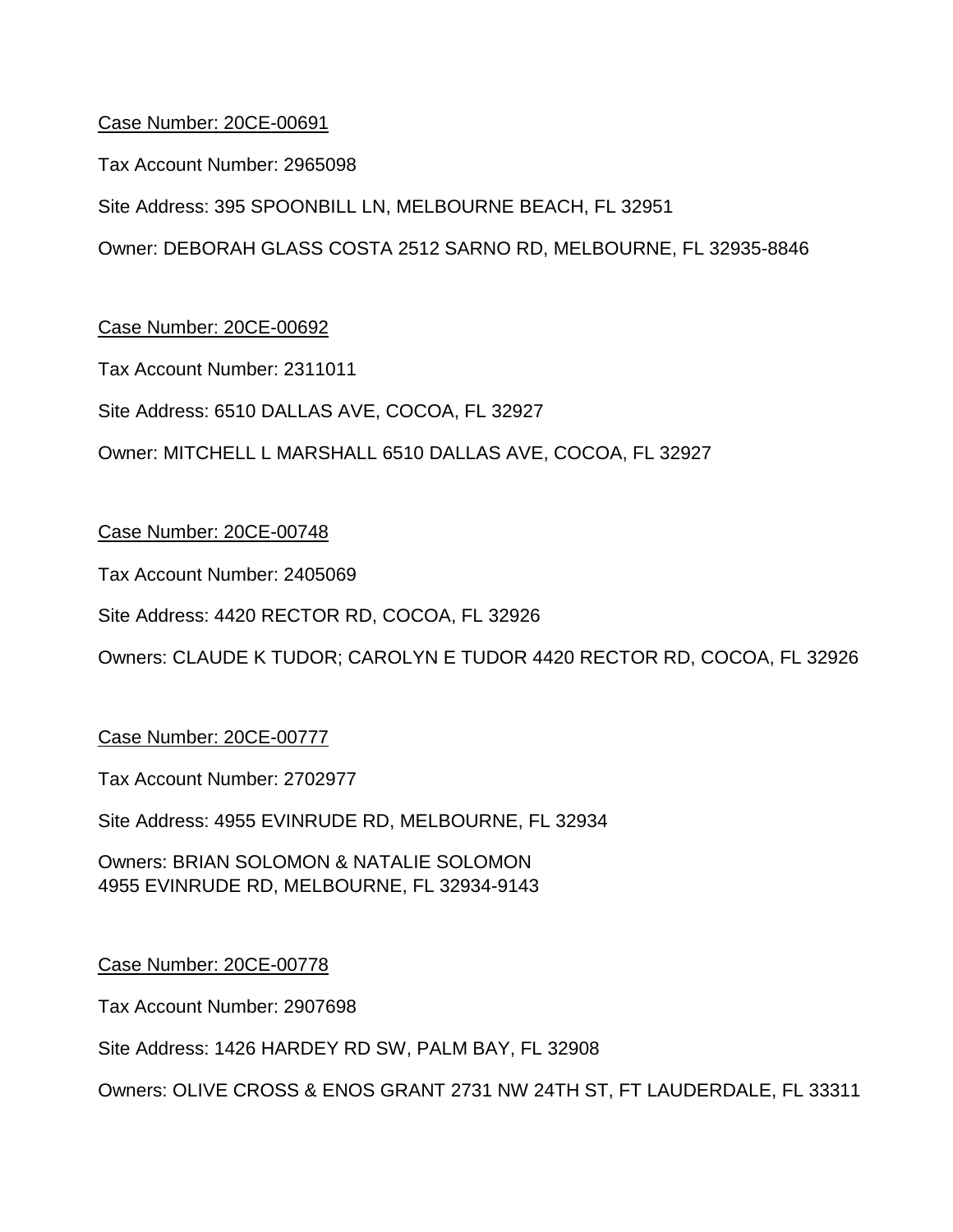Case Number: 20CE-00691

Tax Account Number: 2965098

Site Address: 395 SPOONBILL LN, MELBOURNE BEACH, FL 32951

Owner: DEBORAH GLASS COSTA 2512 SARNO RD, MELBOURNE, FL 32935-8846

Case Number: 20CE-00692

Tax Account Number: 2311011

Site Address: 6510 DALLAS AVE, COCOA, FL 32927

Owner: MITCHELL L MARSHALL 6510 DALLAS AVE, COCOA, FL 32927

Case Number: 20CE-00748

Tax Account Number: 2405069

Site Address: 4420 RECTOR RD, COCOA, FL 32926

Owners: CLAUDE K TUDOR; CAROLYN E TUDOR 4420 RECTOR RD, COCOA, FL 32926

Case Number: 20CE-00777

Tax Account Number: 2702977

Site Address: 4955 EVINRUDE RD, MELBOURNE, FL 32934

Owners: BRIAN SOLOMON & NATALIE SOLOMON
4955 EVINRUDE RD, MELBOURNE, FL 32934-9143

Case Number: 20CE-00778

Tax Account Number: 2907698

Site Address: 1426 HARDEY RD SW, PALM BAY, FL 32908

Owners: OLIVE CROSS & ENOS GRANT 2731 NW 24TH ST, FT LAUDERDALE, FL 33311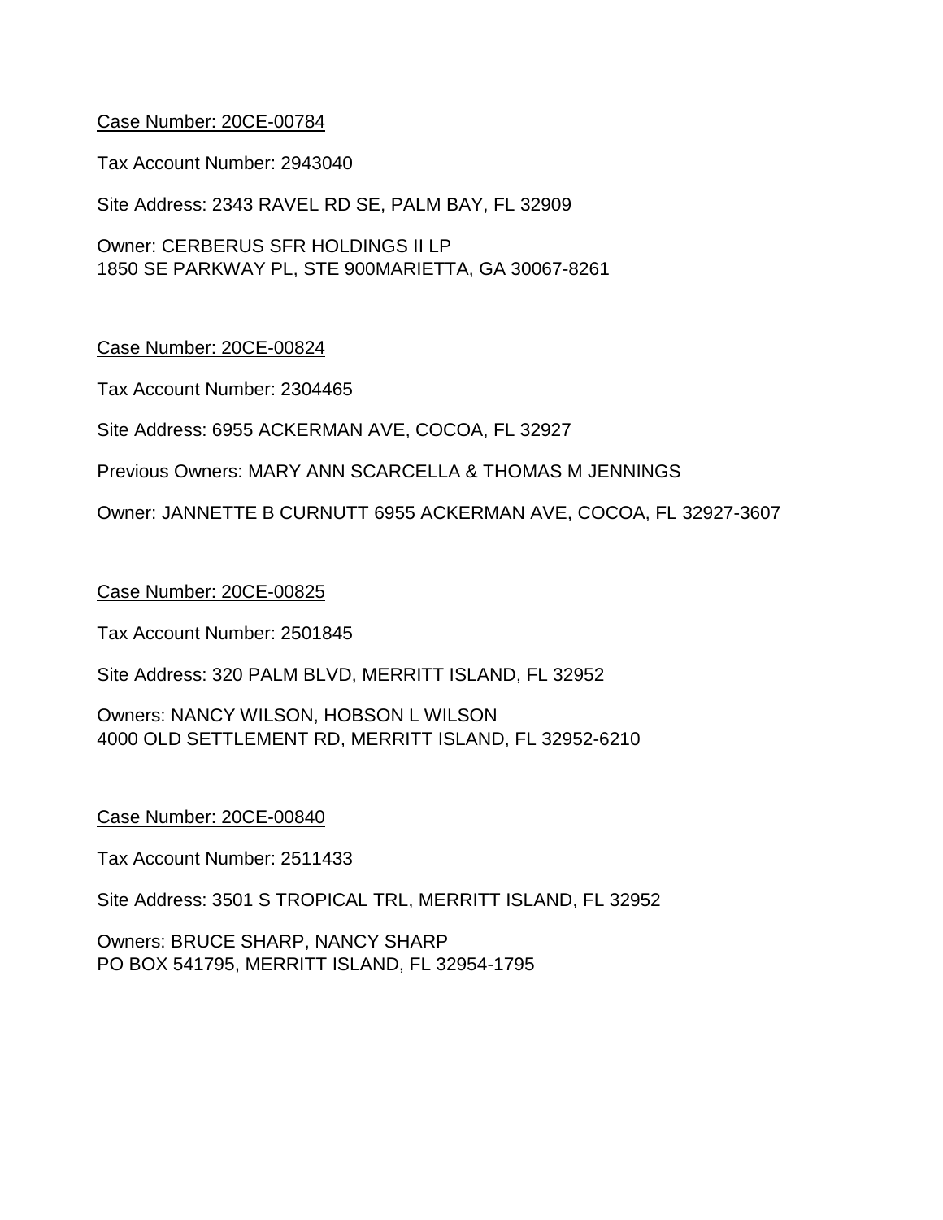Case Number: 20CE-00784

Tax Account Number: 2943040

Site Address: 2343 RAVEL RD SE, PALM BAY, FL 32909

Owner: CERBERUS SFR HOLDINGS II LP
1850 SE PARKWAY PL, STE 900MARIETTA, GA 30067-8261

Case Number: 20CE-00824

Tax Account Number: 2304465

Site Address: 6955 ACKERMAN AVE, COCOA, FL 32927

Previous Owners: MARY ANN SCARCELLA & THOMAS M JENNINGS

Owner: JANNETTE B CURNUTT 6955 ACKERMAN AVE, COCOA, FL 32927-3607

Case Number: 20CE-00825

Tax Account Number: 2501845

Site Address: 320 PALM BLVD, MERRITT ISLAND, FL 32952

Owners: NANCY WILSON, HOBSON L WILSON
4000 OLD SETTLEMENT RD, MERRITT ISLAND, FL 32952-6210

Case Number: 20CE-00840

Tax Account Number: 2511433

Site Address: 3501 S TROPICAL TRL, MERRITT ISLAND, FL 32952

Owners: BRUCE SHARP, NANCY SHARP
PO BOX 541795, MERRITT ISLAND, FL 32954-1795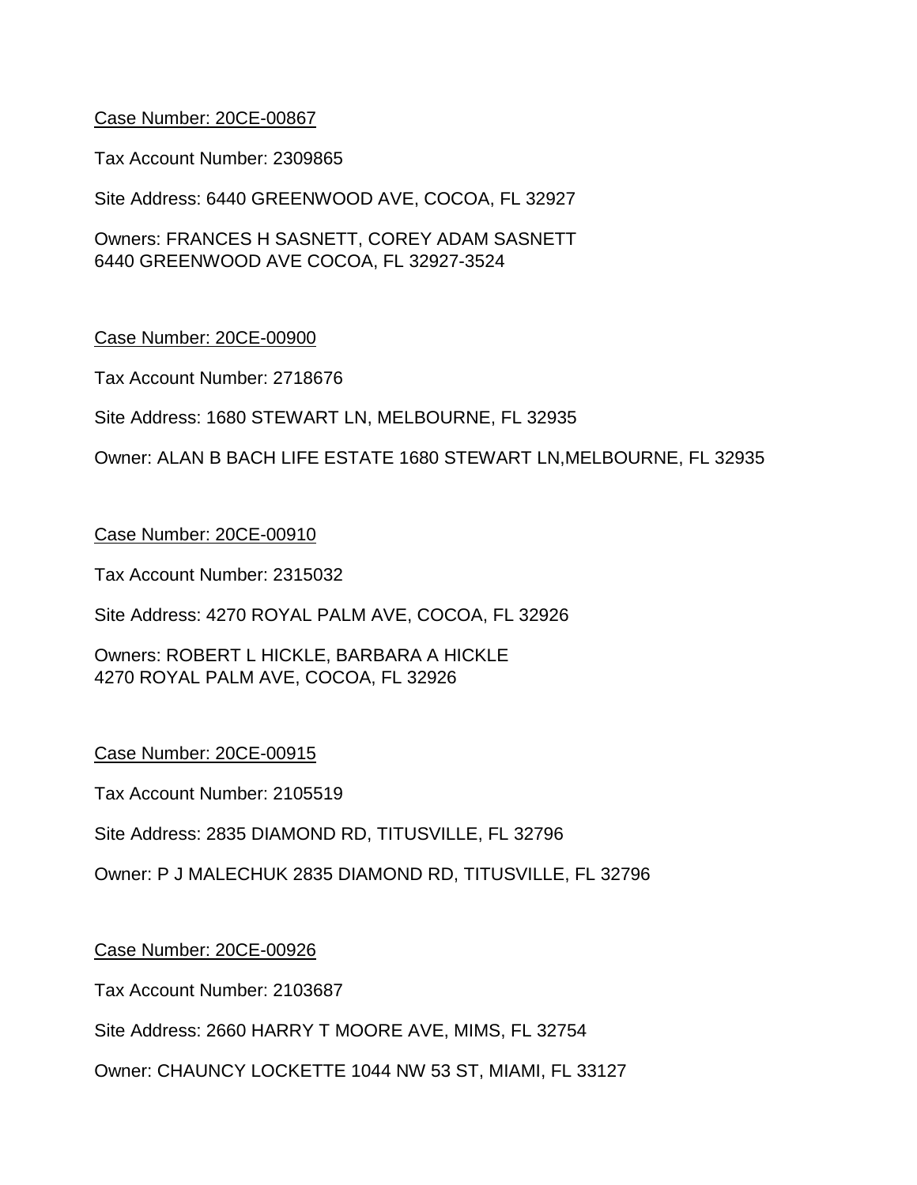Case Number: 20CE-00867

Tax Account Number: 2309865

Site Address: 6440 GREENWOOD AVE, COCOA, FL 32927

Owners: FRANCES H SASNETT, COREY ADAM SASNETT
6440 GREENWOOD AVE COCOA, FL 32927-3524

Case Number: 20CE-00900

Tax Account Number: 2718676

Site Address: 1680 STEWART LN, MELBOURNE, FL 32935

Owner: ALAN B BACH LIFE ESTATE 1680 STEWART LN,MELBOURNE, FL 32935

Case Number: 20CE-00910

Tax Account Number: 2315032

Site Address: 4270 ROYAL PALM AVE, COCOA, FL 32926

Owners: ROBERT L HICKLE, BARBARA A HICKLE
4270 ROYAL PALM AVE, COCOA, FL 32926

Case Number: 20CE-00915

Tax Account Number: 2105519

Site Address: 2835 DIAMOND RD, TITUSVILLE, FL 32796

Owner: P J MALECHUK 2835 DIAMOND RD, TITUSVILLE, FL 32796

Case Number: 20CE-00926

Tax Account Number: 2103687

Site Address: 2660 HARRY T MOORE AVE, MIMS, FL 32754

Owner: CHAUNCY LOCKETTE 1044 NW 53 ST, MIAMI, FL 33127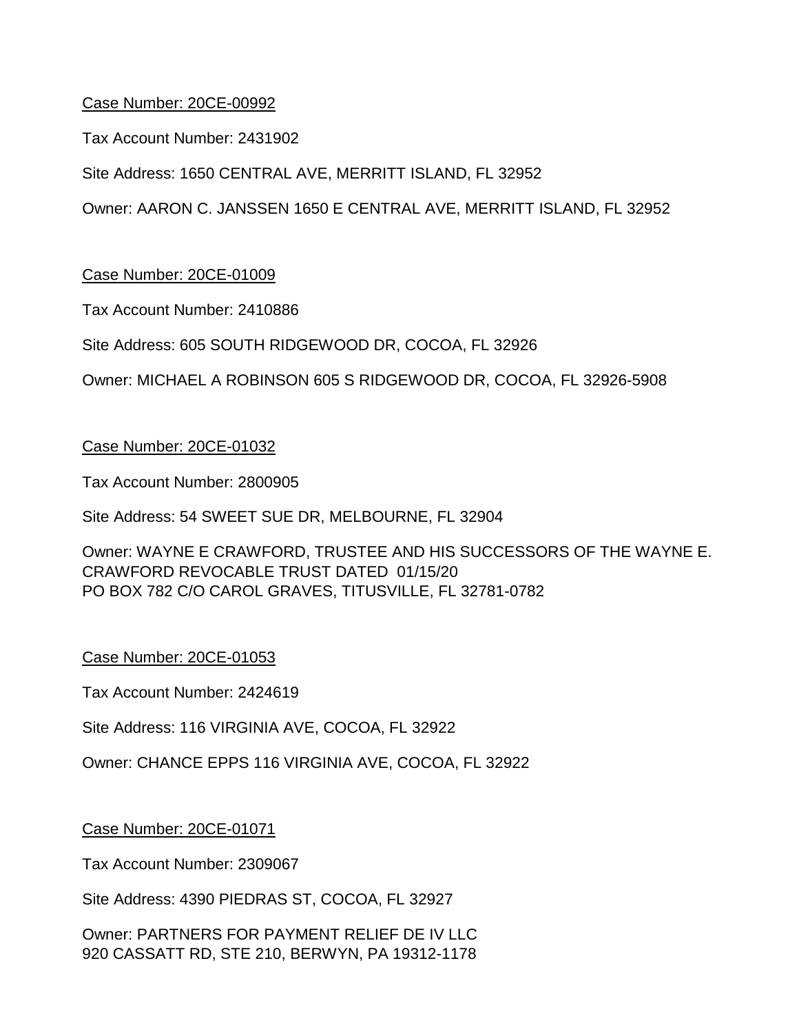Case Number: 20CE-00992

Tax Account Number: 2431902

Site Address: 1650 CENTRAL AVE, MERRITT ISLAND, FL 32952

Owner: AARON C. JANSSEN 1650 E CENTRAL AVE, MERRITT ISLAND, FL 32952

Case Number: 20CE-01009

Tax Account Number: 2410886

Site Address: 605 SOUTH RIDGEWOOD DR, COCOA, FL 32926

Owner: MICHAEL A ROBINSON 605 S RIDGEWOOD DR, COCOA, FL 32926-5908

Case Number: 20CE-01032

Tax Account Number: 2800905

Site Address: 54 SWEET SUE DR, MELBOURNE, FL 32904

Owner: WAYNE E CRAWFORD, TRUSTEE AND HIS SUCCESSORS OF THE WAYNE E. CRAWFORD REVOCABLE TRUST DATED 01/15/20
PO BOX 782 C/O CAROL GRAVES, TITUSVILLE, FL 32781-0782

Case Number: 20CE-01053

Tax Account Number: 2424619

Site Address: 116 VIRGINIA AVE, COCOA, FL 32922

Owner: CHANCE EPPS 116 VIRGINIA AVE, COCOA, FL 32922

Case Number: 20CE-01071

Tax Account Number: 2309067

Site Address: 4390 PIEDRAS ST, COCOA, FL 32927

Owner: PARTNERS FOR PAYMENT RELIEF DE IV LLC
920 CASSATT RD, STE 210, BERWYN, PA 19312-1178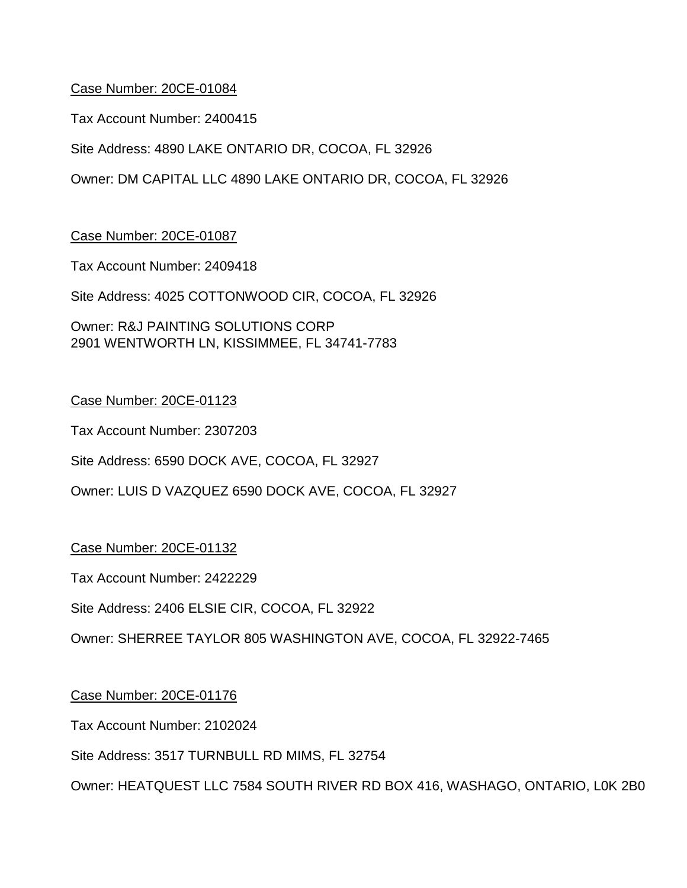<u>Case Number: 20CE-01084</u>

Tax Account Number: 2400415

Site Address: 4890 LAKE ONTARIO DR, COCOA, FL 32926

Owner: DM CAPITAL LLC 4890 LAKE ONTARIO DR, COCOA, FL 32926

<u>Case Number: 20CE-01087</u>

Tax Account Number: 2409418

Site Address: 4025 COTTONWOOD CIR, COCOA, FL 32926

Owner: R&J PAINTING SOLUTIONS CORP
2901 WENTWORTH LN, KISSIMMEE, FL 34741-7783

<u>Case Number: 20CE-01123</u>

Tax Account Number: 2307203

Site Address: 6590 DOCK AVE, COCOA, FL 32927

Owner: LUIS D VAZQUEZ 6590 DOCK AVE, COCOA, FL 32927

<u>Case Number: 20CE-01132</u>

Tax Account Number: 2422229

Site Address: 2406 ELSIE CIR, COCOA, FL 32922

Owner: SHERREE TAYLOR 805 WASHINGTON AVE, COCOA, FL 32922-7465

<u>Case Number: 20CE-01176</u>

Tax Account Number: 2102024

Site Address: 3517 TURNBULL RD MIMS, FL 32754

Owner: HEATQUEST LLC 7584 SOUTH RIVER RD BOX 416, WASHAGO, ONTARIO, L0K 2B0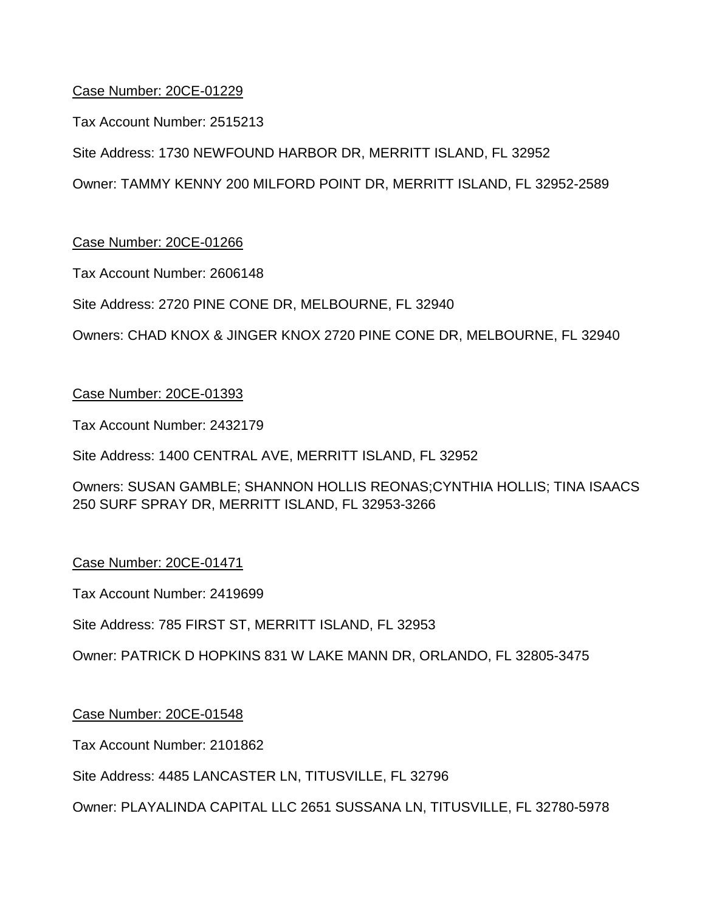Case Number: 20CE-01229

Tax Account Number: 2515213

Site Address: 1730 NEWFOUND HARBOR DR, MERRITT ISLAND, FL 32952

Owner: TAMMY KENNY 200 MILFORD POINT DR, MERRITT ISLAND, FL 32952-2589

Case Number: 20CE-01266

Tax Account Number: 2606148

Site Address: 2720 PINE CONE DR, MELBOURNE, FL 32940

Owners: CHAD KNOX & JINGER KNOX 2720 PINE CONE DR, MELBOURNE, FL 32940

Case Number: 20CE-01393

Tax Account Number: 2432179

Site Address: 1400 CENTRAL AVE, MERRITT ISLAND, FL 32952

Owners: SUSAN GAMBLE; SHANNON HOLLIS REONAS;CYNTHIA HOLLIS; TINA ISAACS 250 SURF SPRAY DR, MERRITT ISLAND, FL 32953-3266

Case Number: 20CE-01471

Tax Account Number: 2419699

Site Address: 785 FIRST ST, MERRITT ISLAND, FL 32953

Owner: PATRICK D HOPKINS 831 W LAKE MANN DR, ORLANDO, FL 32805-3475

Case Number: 20CE-01548

Tax Account Number: 2101862

Site Address: 4485 LANCASTER LN, TITUSVILLE, FL 32796

Owner: PLAYALINDA CAPITAL LLC 2651 SUSSANA LN, TITUSVILLE, FL 32780-5978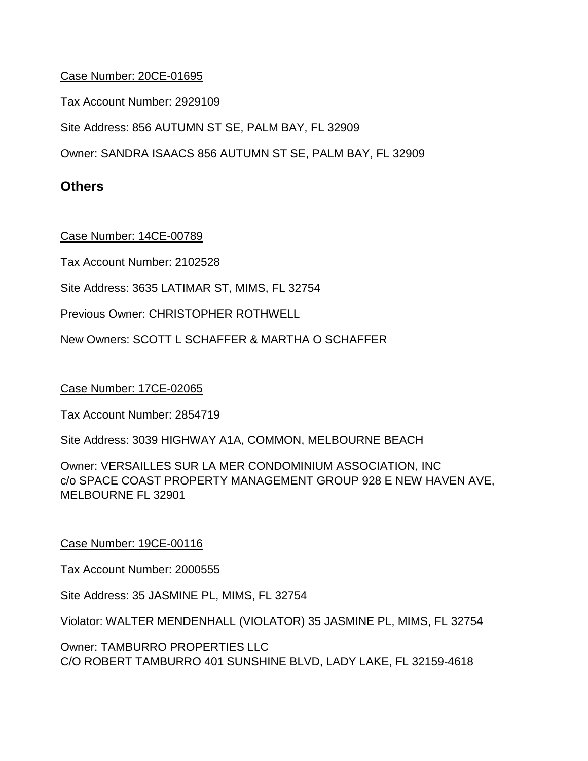Case Number: 20CE-01695

Tax Account Number: 2929109

Site Address: 856 AUTUMN ST SE, PALM BAY, FL 32909

Owner: SANDRA ISAACS 856 AUTUMN ST SE, PALM BAY, FL 32909

## Others

Case Number: 14CE-00789

Tax Account Number: 2102528

Site Address: 3635 LATIMAR ST, MIMS, FL 32754

Previous Owner: CHRISTOPHER ROTHWELL

New Owners: SCOTT L SCHAFFER & MARTHA O SCHAFFER

Case Number: 17CE-02065

Tax Account Number: 2854719

Site Address: 3039 HIGHWAY A1A, COMMON, MELBOURNE BEACH

Owner: VERSAILLES SUR LA MER CONDOMINIUM ASSOCIATION, INC
c/o SPACE COAST PROPERTY MANAGEMENT GROUP 928 E NEW HAVEN AVE, MELBOURNE FL 32901

Case Number: 19CE-00116

Tax Account Number: 2000555

Site Address: 35 JASMINE PL, MIMS, FL 32754

Violator: WALTER MENDENHALL (VIOLATOR) 35 JASMINE PL, MIMS, FL 32754

Owner: TAMBURRO PROPERTIES LLC
C/O ROBERT TAMBURRO 401 SUNSHINE BLVD, LADY LAKE, FL 32159-4618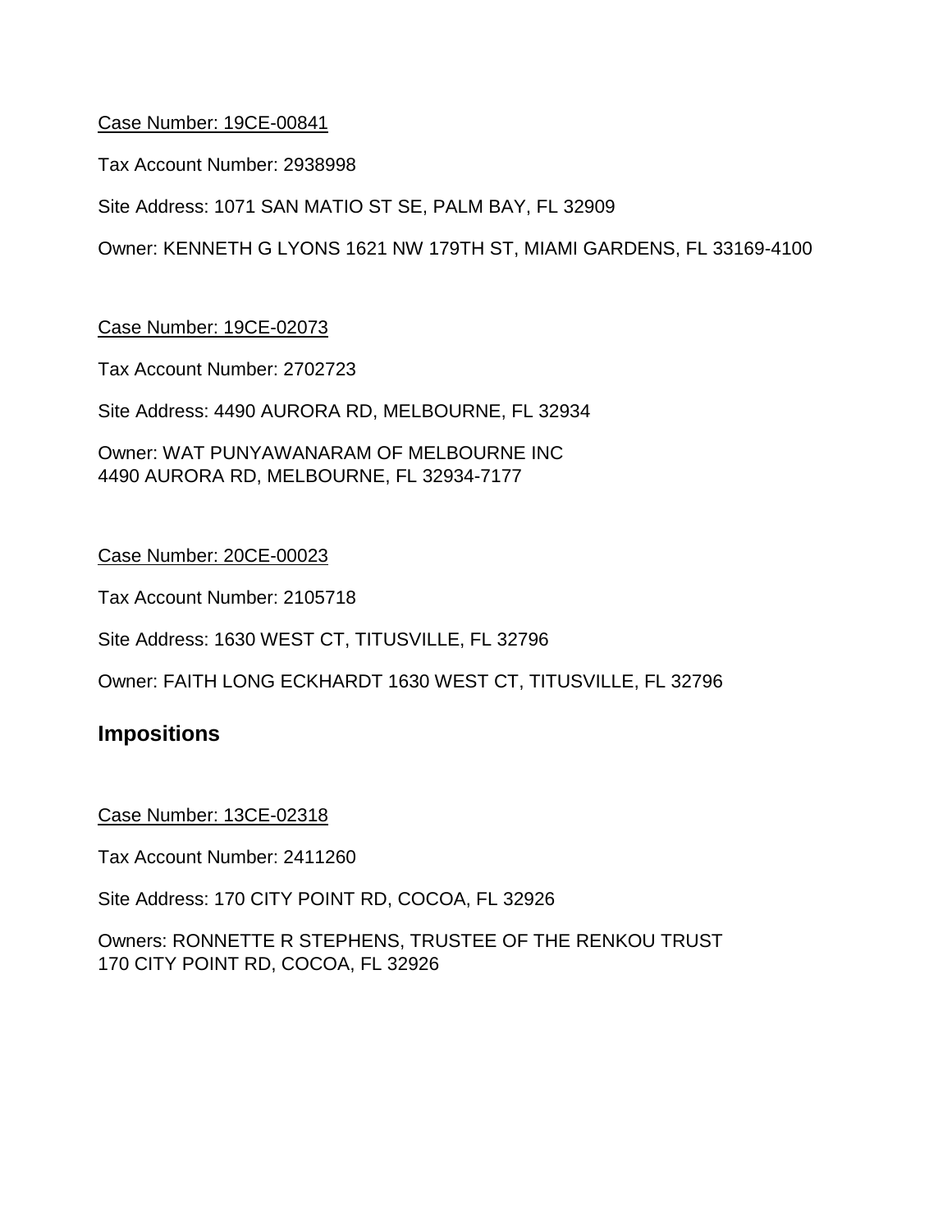Case Number: 19CE-00841

Tax Account Number: 2938998

Site Address: 1071 SAN MATIO ST SE, PALM BAY, FL 32909

Owner: KENNETH G LYONS 1621 NW 179TH ST, MIAMI GARDENS, FL 33169-4100

Case Number: 19CE-02073

Tax Account Number: 2702723

Site Address: 4490 AURORA RD, MELBOURNE, FL 32934

Owner: WAT PUNYAWANARAM OF MELBOURNE INC
4490 AURORA RD, MELBOURNE, FL 32934-7177

Case Number: 20CE-00023

Tax Account Number: 2105718

Site Address: 1630 WEST CT, TITUSVILLE, FL 32796

Owner: FAITH LONG ECKHARDT 1630 WEST CT, TITUSVILLE, FL 32796

## Impositions

Case Number: 13CE-02318

Tax Account Number: 2411260

Site Address: 170 CITY POINT RD, COCOA, FL 32926

Owners: RONNETTE R STEPHENS, TRUSTEE OF THE RENKOU TRUST
170 CITY POINT RD, COCOA, FL 32926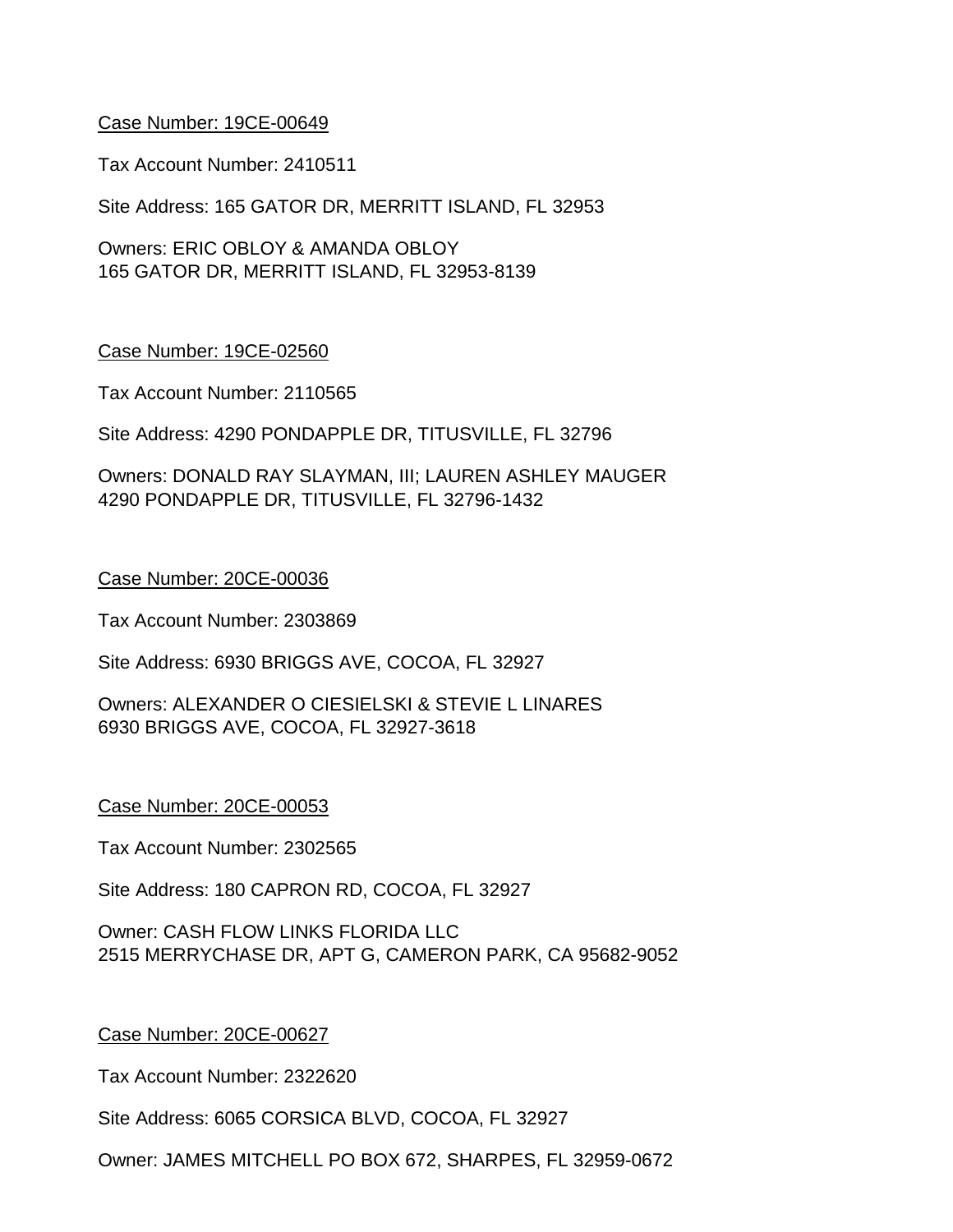<u>Case Number: 19CE-00649</u>

Tax Account Number: 2410511

Site Address: 165 GATOR DR, MERRITT ISLAND, FL 32953

Owners: ERIC OBLOY & AMANDA OBLOY
165 GATOR DR, MERRITT ISLAND, FL 32953-8139

<u>Case Number: 19CE-02560</u>

Tax Account Number: 2110565

Site Address: 4290 PONDAPPLE DR, TITUSVILLE, FL 32796

Owners: DONALD RAY SLAYMAN, III; LAUREN ASHLEY MAUGER
4290 PONDAPPLE DR, TITUSVILLE, FL 32796-1432

<u>Case Number: 20CE-00036</u>

Tax Account Number: 2303869

Site Address: 6930 BRIGGS AVE, COCOA, FL 32927

Owners: ALEXANDER O CIESIELSKI & STEVIE L LINARES
6930 BRIGGS AVE, COCOA, FL 32927-3618

<u>Case Number: 20CE-00053</u>

Tax Account Number: 2302565

Site Address: 180 CAPRON RD, COCOA, FL 32927

Owner: CASH FLOW LINKS FLORIDA LLC
2515 MERRYCHASE DR, APT G, CAMERON PARK, CA 95682-9052

<u>Case Number: 20CE-00627</u>

Tax Account Number: 2322620

Site Address: 6065 CORSICA BLVD, COCOA, FL 32927

Owner: JAMES MITCHELL PO BOX 672, SHARPES, FL 32959-0672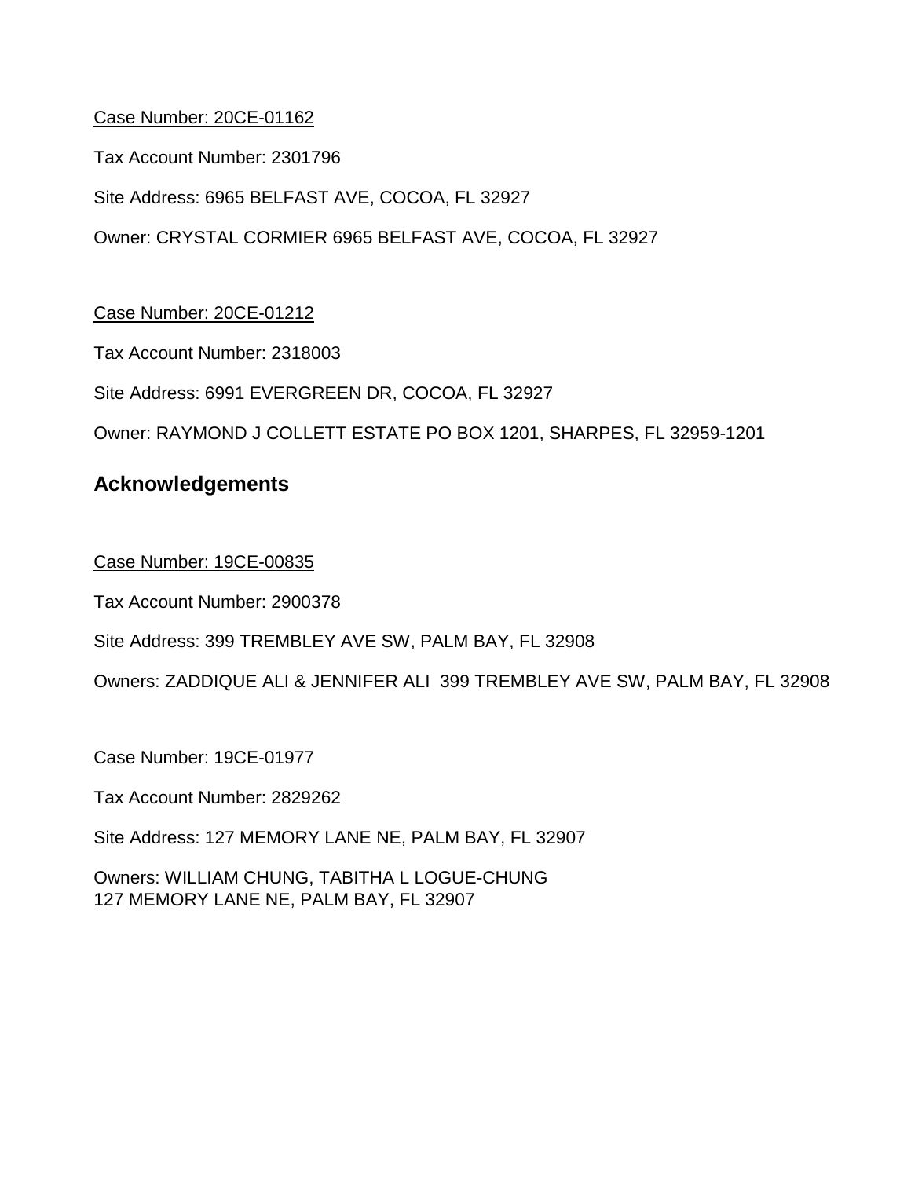<u>Case Number: 20CE-01162</u>

Tax Account Number: 2301796

Site Address: 6965 BELFAST AVE, COCOA, FL 32927

Owner: CRYSTAL CORMIER 6965 BELFAST AVE, COCOA, FL 32927

<u>Case Number: 20CE-01212</u>

Tax Account Number: 2318003

Site Address: 6991 EVERGREEN DR, COCOA, FL 32927

Owner: RAYMOND J COLLETT ESTATE PO BOX 1201, SHARPES, FL 32959-1201

## Acknowledgements

<u>Case Number: 19CE-00835</u>

Tax Account Number: 2900378

Site Address: 399 TREMBLEY AVE SW, PALM BAY, FL 32908

Owners: ZADDIQUE ALI & JENNIFER ALI 399 TREMBLEY AVE SW, PALM BAY, FL 32908

<u>Case Number: 19CE-01977</u>

Tax Account Number: 2829262

Site Address: 127 MEMORY LANE NE, PALM BAY, FL 32907

Owners: WILLIAM CHUNG, TABITHA L LOGUE-CHUNG
127 MEMORY LANE NE, PALM BAY, FL 32907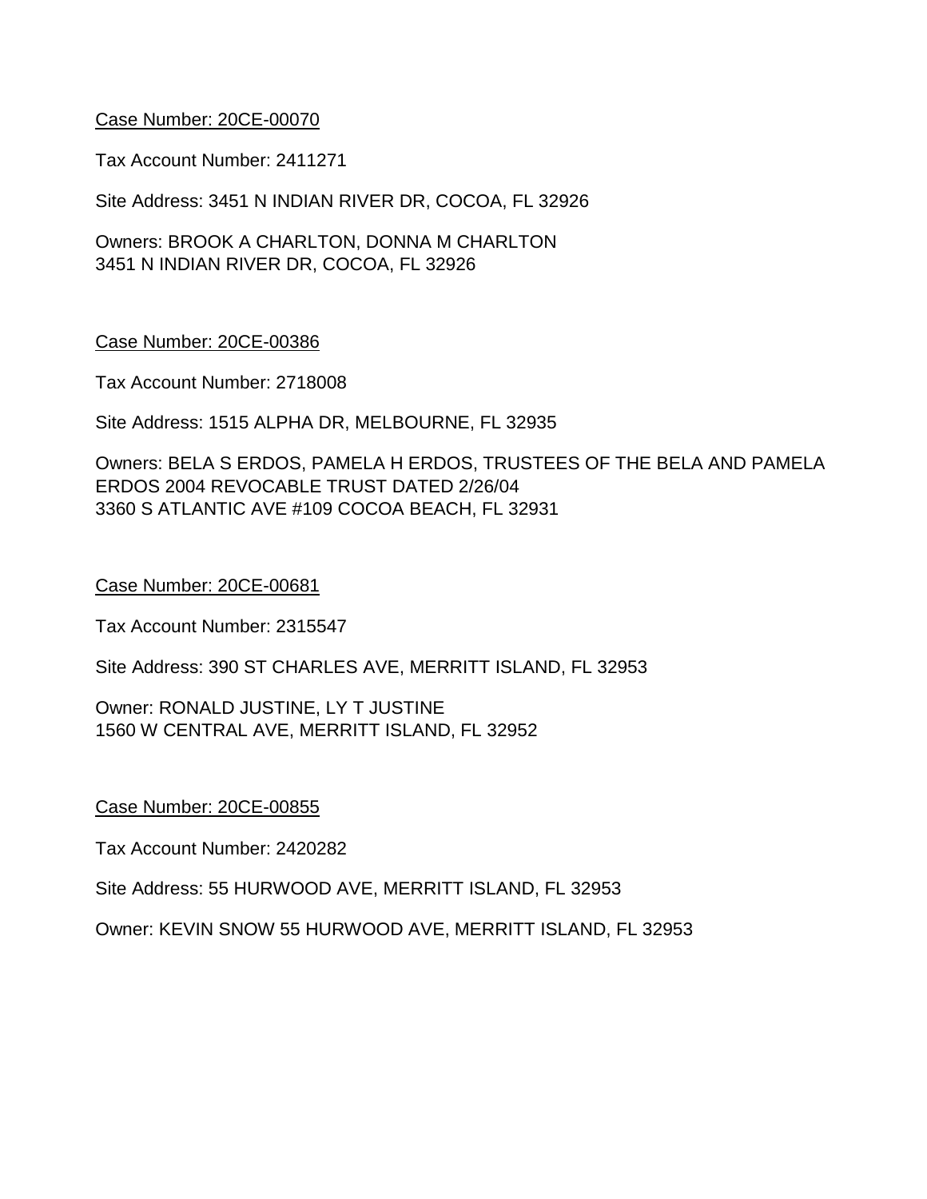<u>Case Number: 20CE-00070</u>

Tax Account Number: 2411271

Site Address: 3451 N INDIAN RIVER DR, COCOA, FL 32926

Owners: BROOK A CHARLTON, DONNA M CHARLTON
3451 N INDIAN RIVER DR, COCOA, FL 32926

<u>Case Number: 20CE-00386</u>

Tax Account Number: 2718008

Site Address: 1515 ALPHA DR, MELBOURNE, FL 32935

Owners: BELA S ERDOS, PAMELA H ERDOS, TRUSTEES OF THE BELA AND PAMELA ERDOS 2004 REVOCABLE TRUST DATED 2/26/04
3360 S ATLANTIC AVE #109 COCOA BEACH, FL 32931

<u>Case Number: 20CE-00681</u>

Tax Account Number: 2315547

Site Address: 390 ST CHARLES AVE, MERRITT ISLAND, FL 32953

Owner: RONALD JUSTINE, LY T JUSTINE
1560 W CENTRAL AVE, MERRITT ISLAND, FL 32952

<u>Case Number: 20CE-00855</u>

Tax Account Number: 2420282

Site Address: 55 HURWOOD AVE, MERRITT ISLAND, FL 32953

Owner: KEVIN SNOW 55 HURWOOD AVE, MERRITT ISLAND, FL 32953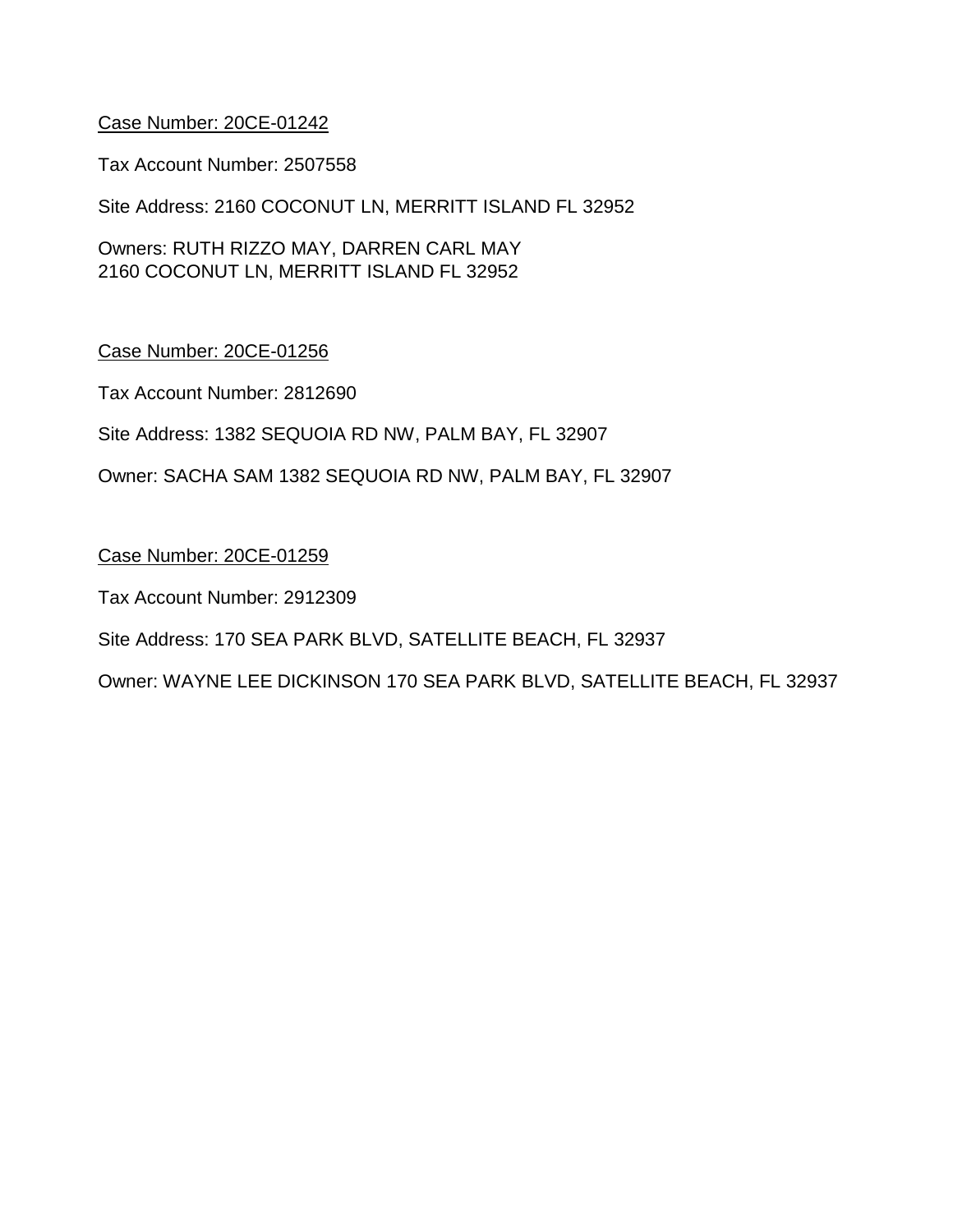<u>Case Number: 20CE-01242</u>

Tax Account Number: 2507558

Site Address: 2160 COCONUT LN, MERRITT ISLAND FL 32952

Owners: RUTH RIZZO MAY, DARREN CARL MAY
2160 COCONUT LN, MERRITT ISLAND FL 32952

<u>Case Number: 20CE-01256</u>

Tax Account Number: 2812690

Site Address: 1382 SEQUOIA RD NW, PALM BAY, FL 32907

Owner: SACHA SAM 1382 SEQUOIA RD NW, PALM BAY, FL 32907

<u>Case Number: 20CE-01259</u>

Tax Account Number: 2912309

Site Address: 170 SEA PARK BLVD, SATELLITE BEACH, FL 32937

Owner: WAYNE LEE DICKINSON 170 SEA PARK BLVD, SATELLITE BEACH, FL 32937